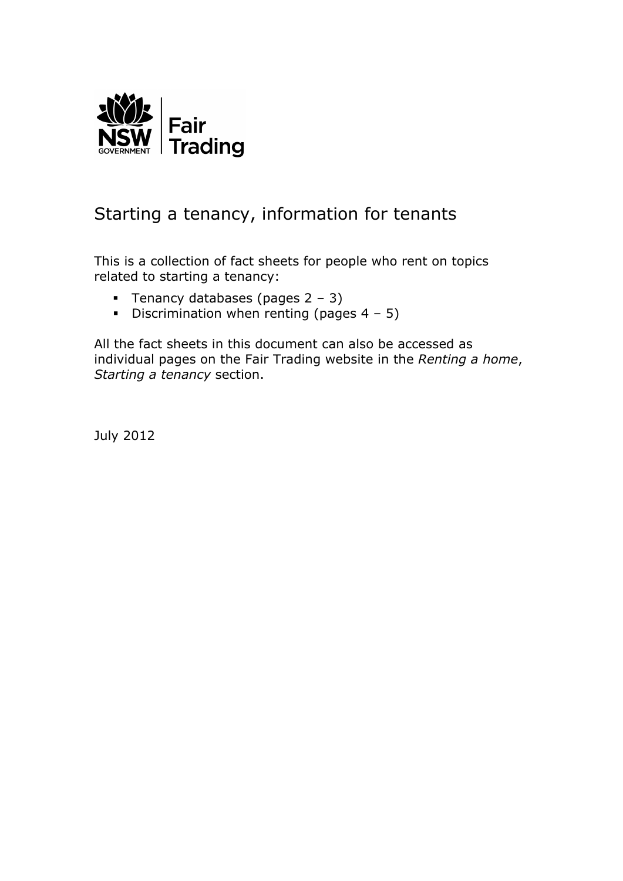NSW GOVERNMENT | Fair Trading

# Starting a tenancy, information for tenants

This is a collection of fact sheets for people who rent on topics related to starting a tenancy:

- Tenancy databases (pages 2 – 3)
- Discrimination when renting (pages 4 – 5)

All the fact sheets in this document can also be accessed as individual pages on the Fair Trading website in the *Renting a home*, *Starting a tenancy* section.

July 2012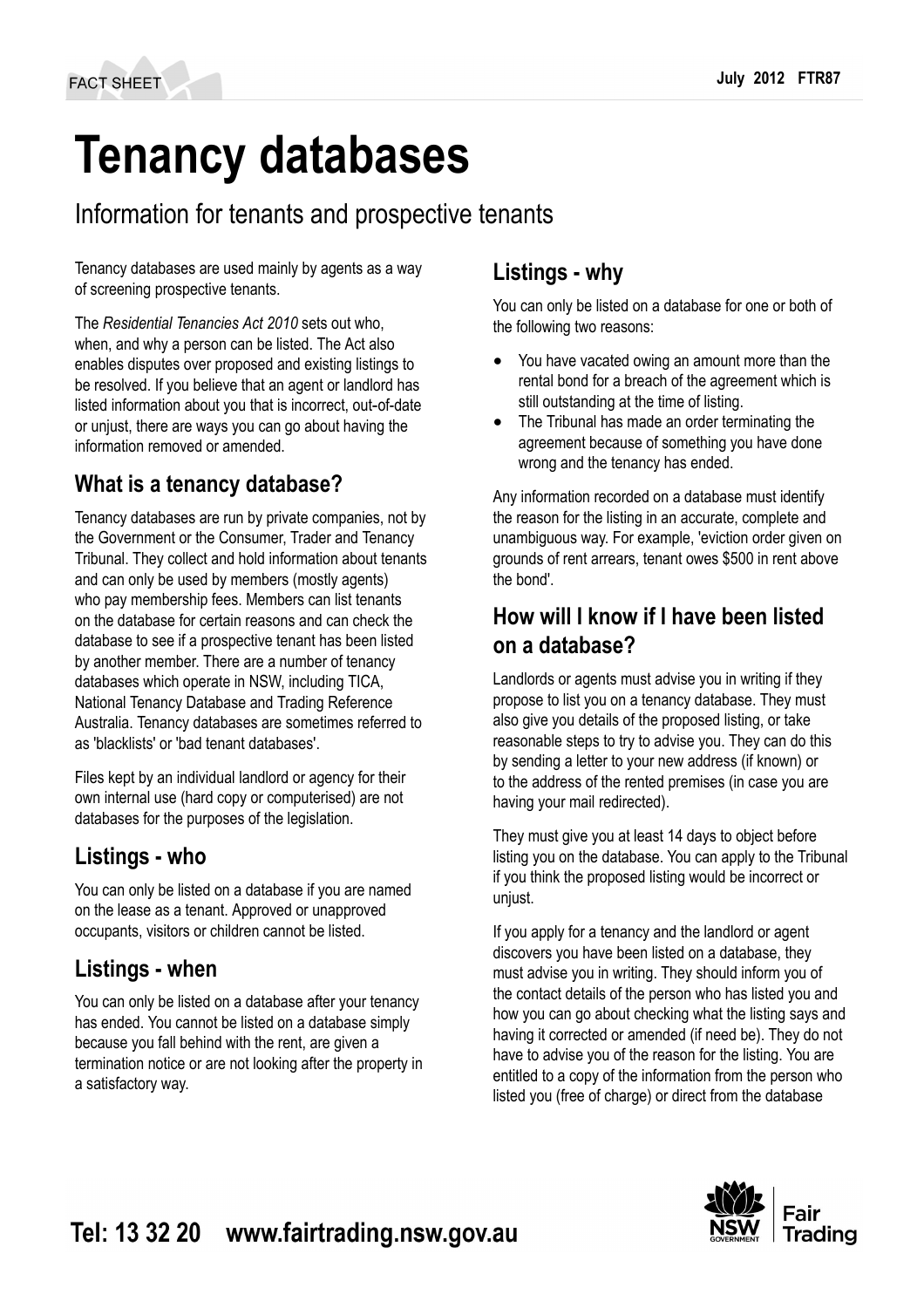# Tenancy databases

## Information for tenants and prospective tenants

Tenancy databases are used mainly by agents as a way of screening prospective tenants.

The *Residential Tenancies Act 2010* sets out who, when, and why a person can be listed. The Act also enables disputes over proposed and existing listings to be resolved. If you believe that an agent or landlord has listed information about you that is incorrect, out-of-date or unjust, there are ways you can go about having the information removed or amended.

## What is a tenancy database?

Tenancy databases are run by private companies, not by the Government or the Consumer, Trader and Tenancy Tribunal. They collect and hold information about tenants and can only be used by members (mostly agents) who pay membership fees. Members can list tenants on the database for certain reasons and can check the database to see if a prospective tenant has been listed by another member. There are a number of tenancy databases which operate in NSW, including TICA, National Tenancy Database and Trading Reference Australia. Tenancy databases are sometimes referred to as 'blacklists' or 'bad tenant databases'.

Files kept by an individual landlord or agency for their own internal use (hard copy or computerised) are not databases for the purposes of the legislation.

## Listings - who

You can only be listed on a database if you are named on the lease as a tenant. Approved or unapproved occupants, visitors or children cannot be listed.

## Listings - when

You can only be listed on a database after your tenancy has ended. You cannot be listed on a database simply because you fall behind with the rent, are given a termination notice or are not looking after the property in a satisfactory way.

## Listings - why

You can only be listed on a database for one or both of the following two reasons:

- You have vacated owing an amount more than the rental bond for a breach of the agreement which is still outstanding at the time of listing.
- The Tribunal has made an order terminating the agreement because of something you have done wrong and the tenancy has ended.

Any information recorded on a database must identify the reason for the listing in an accurate, complete and unambiguous way. For example, 'eviction order given on grounds of rent arrears, tenant owes $500 in rent above the bond'.

## How will I know if I have been listed on a database?

Landlords or agents must advise you in writing if they propose to list you on a tenancy database. They must also give you details of the proposed listing, or take reasonable steps to try to advise you. They can do this by sending a letter to your new address (if known) or to the address of the rented premises (in case you are having your mail redirected).

They must give you at least 14 days to object before listing you on the database. You can apply to the Tribunal if you think the proposed listing would be incorrect or unjust.

If you apply for a tenancy and the landlord or agent discovers you have been listed on a database, they must advise you in writing. They should inform you of the contact details of the person who has listed you and how you can go about checking what the listing says and having it corrected or amended (if need be). They do not have to advise you of the reason for the listing. You are entitled to a copy of the information from the person who listed you (free of charge) or direct from the database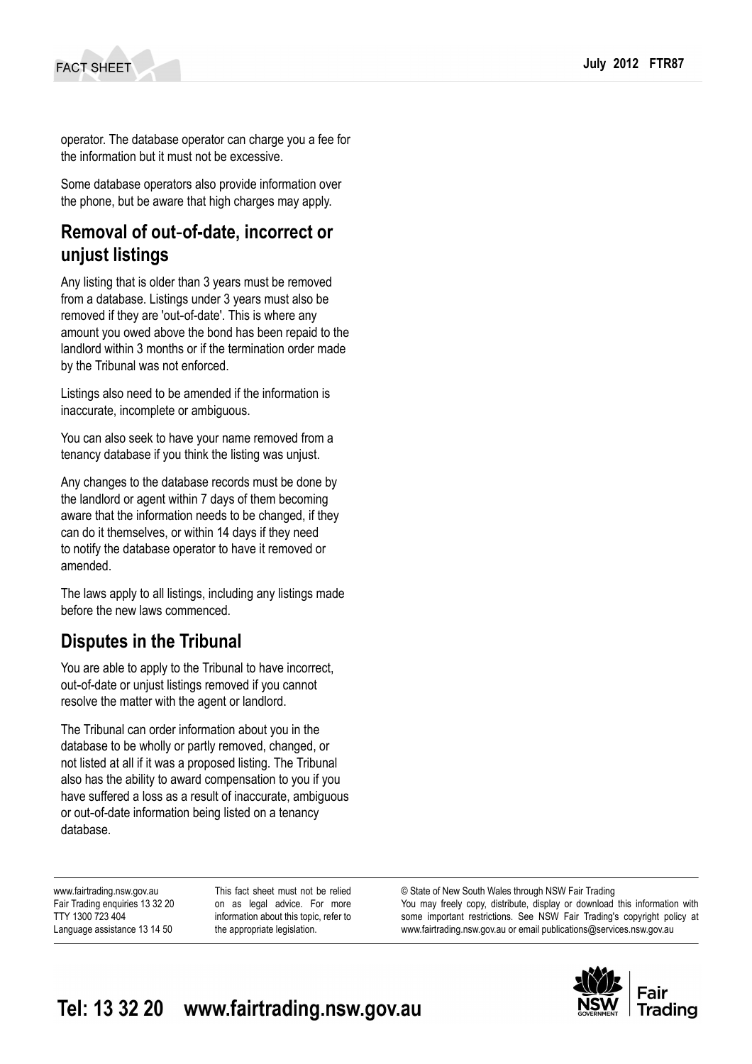operator. The database operator can charge you a fee for the information but it must not be excessive.

Some database operators also provide information over the phone, but be aware that high charges may apply.

## Removal of out-of-date, incorrect or unjust listings

Any listing that is older than 3 years must be removed from a database. Listings under 3 years must also be removed if they are 'out-of-date'. This is where any amount you owed above the bond has been repaid to the landlord within 3 months or if the termination order made by the Tribunal was not enforced.

Listings also need to be amended if the information is inaccurate, incomplete or ambiguous.

You can also seek to have your name removed from a tenancy database if you think the listing was unjust.

Any changes to the database records must be done by the landlord or agent within 7 days of them becoming aware that the information needs to be changed, if they can do it themselves, or within 14 days if they need to notify the database operator to have it removed or amended.

The laws apply to all listings, including any listings made before the new laws commenced.

## Disputes in the Tribunal

You are able to apply to the Tribunal to have incorrect, out-of-date or unjust listings removed if you cannot resolve the matter with the agent or landlord.

The Tribunal can order information about you in the database to be wholly or partly removed, changed, or not listed at all if it was a proposed listing. The Tribunal also has the ability to award compensation to you if you have suffered a loss as a result of inaccurate, ambiguous or out-of-date information being listed on a tenancy database.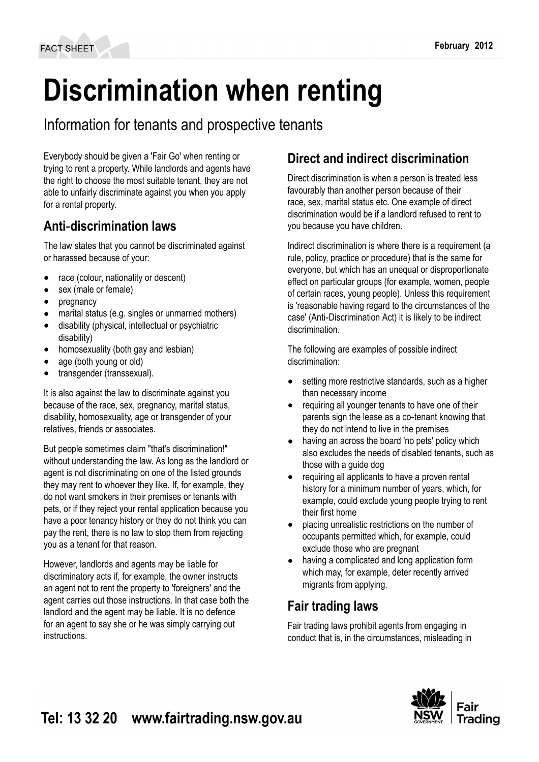# Discrimination when renting

## Information for tenants and prospective tenants

Everybody should be given a 'Fair Go' when renting or trying to rent a property. While landlords and agents have the right to choose the most suitable tenant, they are not able to unfairly discriminate against you when you apply for a rental property.

## Anti-discrimination laws

The law states that you cannot be discriminated against or harassed because of your:

- race (colour, nationality or descent)
- sex (male or female)
- pregnancy
- marital status (e.g. singles or unmarried mothers)
- disability (physical, intellectual or psychiatric disability)
- homosexuality (both gay and lesbian)
- age (both young or old)
- transgender (transsexual).

It is also against the law to discriminate against you because of the race, sex, pregnancy, marital status, disability, homosexuality, age or transgender of your relatives, friends or associates.

But people sometimes claim "that's discrimination!" without understanding the law. As long as the landlord or agent is not discriminating on one of the listed grounds they may rent to whoever they like. If, for example, they do not want smokers in their premises or tenants with pets, or if they reject your rental application because you have a poor tenancy history or they do not think you can pay the rent, there is no law to stop them from rejecting you as a tenant for that reason.

However, landlords and agents may be liable for discriminatory acts if, for example, the owner instructs an agent not to rent the property to 'foreigners' and the agent carries out those instructions. In that case both the landlord and the agent may be liable. It is no defence for an agent to say she or he was simply carrying out instructions.

## Direct and indirect discrimination

Direct discrimination is when a person is treated less favourably than another person because of their race, sex, marital status etc. One example of direct discrimination would be if a landlord refused to rent to you because you have children.

Indirect discrimination is where there is a requirement (a rule, policy, practice or procedure) that is the same for everyone, but which has an unequal or disproportionate effect on particular groups (for example, women, people of certain races, young people). Unless this requirement is 'reasonable having regard to the circumstances of the case' (Anti-Discrimination Act) it is likely to be indirect discrimination.

The following are examples of possible indirect discrimination:

- setting more restrictive standards, such as a higher than necessary income
- requiring all younger tenants to have one of their parents sign the lease as a co-tenant knowing that they do not intend to live in the premises
- having an across the board 'no pets' policy which also excludes the needs of disabled tenants, such as those with a guide dog
- requiring all applicants to have a proven rental history for a minimum number of years, which, for example, could exclude young people trying to rent their first home
- placing unrealistic restrictions on the number of occupants permitted which, for example, could exclude those who are pregnant
- having a complicated and long application form which may, for example, deter recently arrived migrants from applying.

## Fair trading laws

Fair trading laws prohibit agents from engaging in conduct that is, in the circumstances, misleading in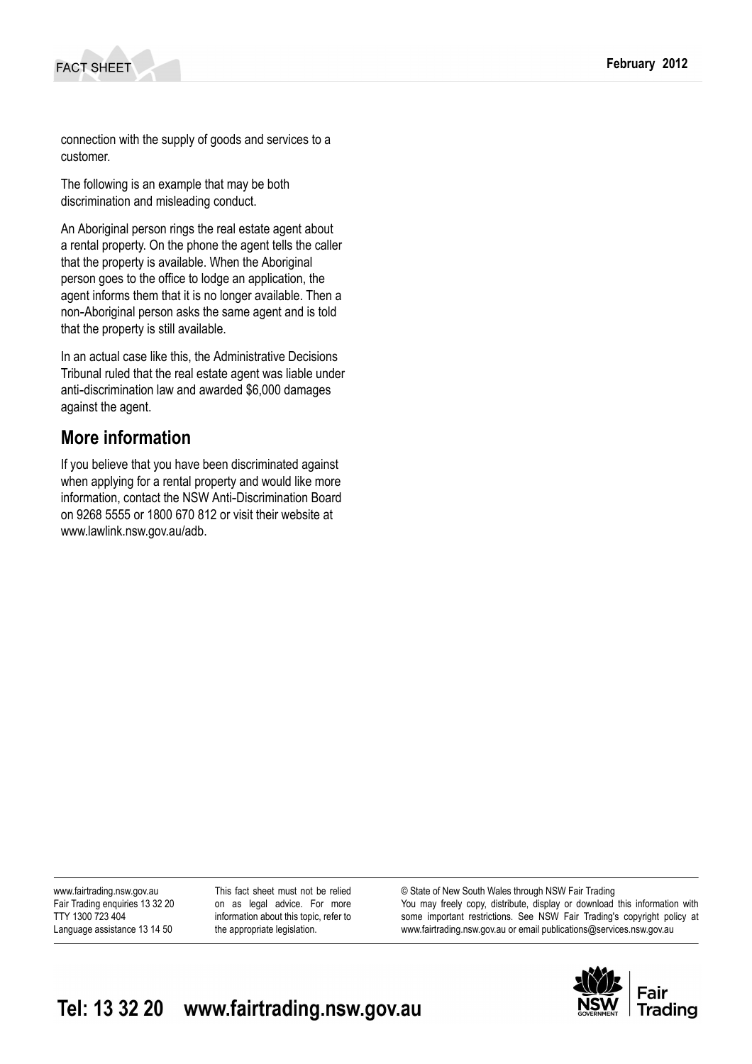connection with the supply of goods and services to a customer.

The following is an example that may be both discrimination and misleading conduct.

An Aboriginal person rings the real estate agent about a rental property. On the phone the agent tells the caller that the property is available. When the Aboriginal person goes to the office to lodge an application, the agent informs them that it is no longer available. Then a non-Aboriginal person asks the same agent and is told that the property is still available.

In an actual case like this, the Administrative Decisions Tribunal ruled that the real estate agent was liable under anti-discrimination law and awarded $6,000 damages against the agent.

## More information

If you believe that you have been discriminated against when applying for a rental property and would like more information, contact the NSW Anti-Discrimination Board on 9268 5555 or 1800 670 812 or visit their website at www.lawlink.nsw.gov.au/adb.

www.fairtrading.nsw.gov.au
Fair Trading enquiries 13 32 20
TTY 1300 723 404
Language assistance 13 14 50

This fact sheet must not be relied on as legal advice. For more information about this topic, refer to the appropriate legislation.

© State of New South Wales through NSW Fair Trading
You may freely copy, distribute, display or download this information with some important restrictions. See NSW Fair Trading's copyright policy at www.fairtrading.nsw.gov.au or email publications@services.nsw.gov.au

**Tel: 13 32 20 www.fairtrading.nsw.gov.au**